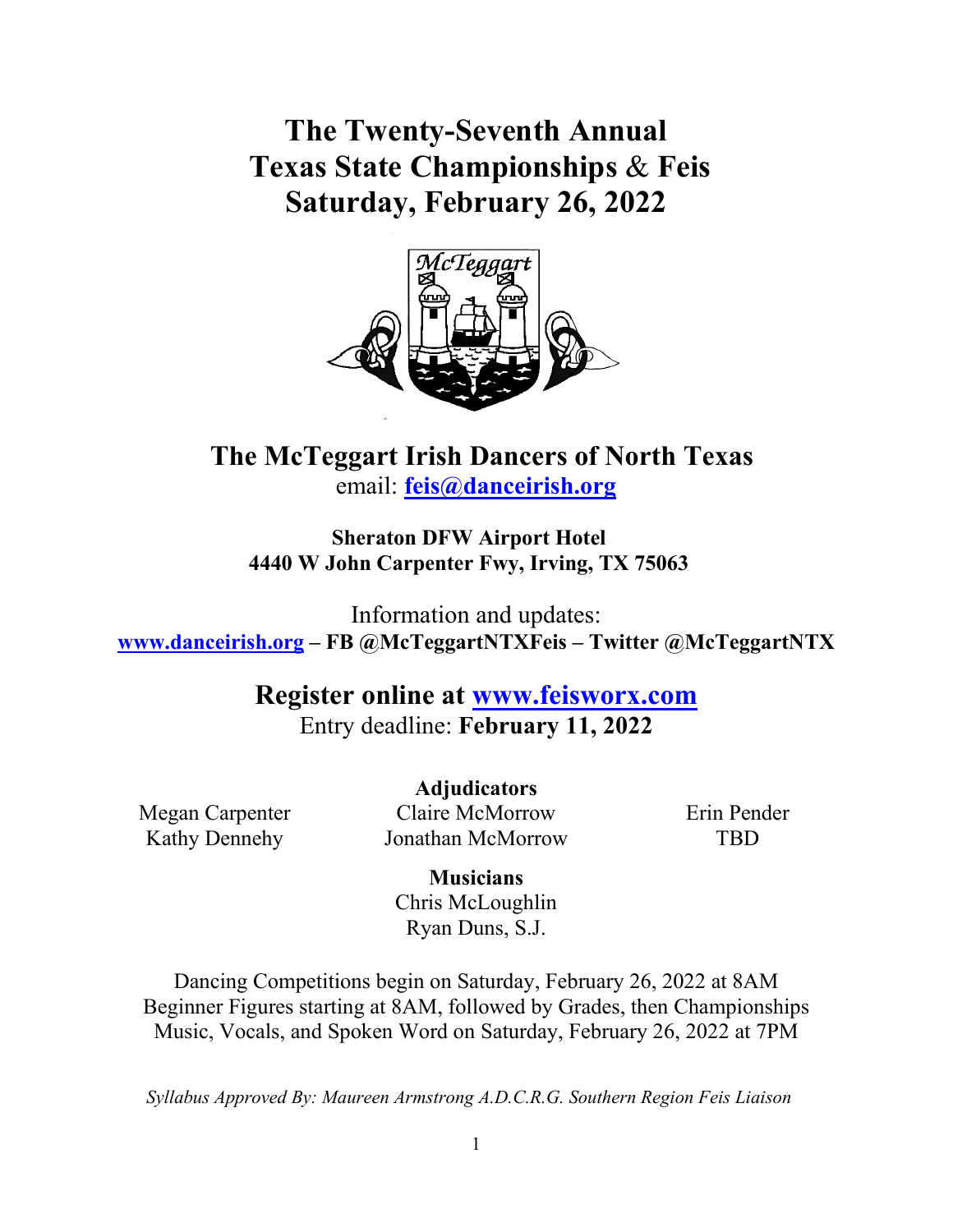# The Twenty-Seventh Annual Texas State Championships & Feis Saturday, February 26, 2022

## The McTeggart Irish Dancers of North Texas

email: **feis@danceirish.org**

**Sheraton DFW Airport Hotel**
**4440 W John Carpenter Fwy, Irving, TX 75063**

Information and updates:
**www.danceirish.org – FB @McTeggartNTXFeis – Twitter @McTeggartNTX**

## Register online at www.feisworx.com

Entry deadline: **February 11, 2022**

**Adjudicators**

Megan Carpenter
Kathy Dennehy
Claire McMorrow
Jonathan McMorrow
Erin Pender
TBD

**Musicians**

Chris McLoughlin
Ryan Duns, S.J.

Dancing Competitions begin on Saturday, February 26, 2022 at 8AM
Beginner Figures starting at 8AM, followed by Grades, then Championships
Music, Vocals, and Spoken Word on Saturday, February 26, 2022 at 7PM

*Syllabus Approved By: Maureen Armstrong A.D.C.R.G. Southern Region Feis Liaison*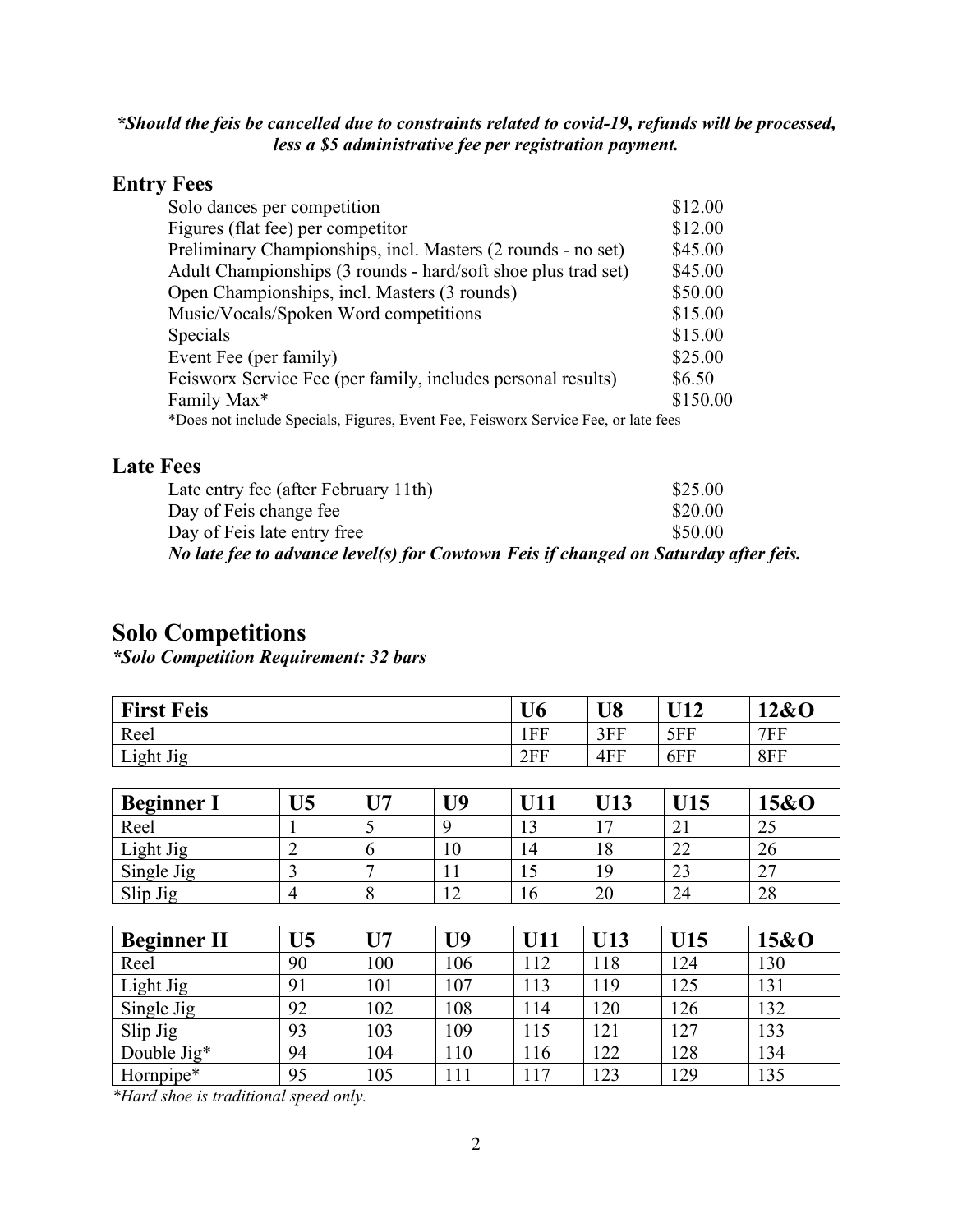***Should the feis be cancelled due to constraints related to covid-19, refunds will be processed, less a $5 administrative fee per registration payment.***

## Entry Fees

| | |
|---|---|
| Solo dances per competition | $12.00 |
| Figures (flat fee) per competitor | $12.00 |
| Preliminary Championships, incl. Masters (2 rounds - no set) | $45.00 |
| Adult Championships (3 rounds - hard/soft shoe plus trad set) | $45.00 |
| Open Championships, incl. Masters (3 rounds) | $50.00 |
| Music/Vocals/Spoken Word competitions | $15.00 |
| Specials | $15.00 |
| Event Fee (per family) | $25.00 |
| Feisworx Service Fee (per family, includes personal results) | $6.50 |
| Family Max* | $150.00 |

*Does not include Specials, Figures, Event Fee, Feisworx Service Fee, or late fees

## Late Fees

| | |
|---|---|
| Late entry fee (after February 11th) | $25.00 |
| Day of Feis change fee | $20.00 |
| Day of Feis late entry free | $50.00 |

***No late fee to advance level(s) for Cowtown Feis if changed on Saturday after feis.***

# Solo Competitions

***Solo Competition Requirement: 32 bars**

| First Feis | U6 | U8 | U12 | 12&O |
|---|---|---|---|---|
| Reel | 1FF | 3FF | 5FF | 7FF |
| Light Jig | 2FF | 4FF | 6FF | 8FF |

| Beginner I | U5 | U7 | U9 | U11 | U13 | U15 | 15&O |
|---|---|---|---|---|---|---|---|
| Reel | 1 | 5 | 9 | 13 | 17 | 21 | 25 |
| Light Jig | 2 | 6 | 10 | 14 | 18 | 22 | 26 |
| Single Jig | 3 | 7 | 11 | 15 | 19 | 23 | 27 |
| Slip Jig | 4 | 8 | 12 | 16 | 20 | 24 | 28 |

| Beginner II | U5 | U7 | U9 | U11 | U13 | U15 | 15&O |
|---|---|---|---|---|---|---|---|
| Reel | 90 | 100 | 106 | 112 | 118 | 124 | 130 |
| Light Jig | 91 | 101 | 107 | 113 | 119 | 125 | 131 |
| Single Jig | 92 | 102 | 108 | 114 | 120 | 126 | 132 |
| Slip Jig | 93 | 103 | 109 | 115 | 121 | 127 | 133 |
| Double Jig* | 94 | 104 | 110 | 116 | 122 | 128 | 134 |
| Hornpipe* | 95 | 105 | 111 | 117 | 123 | 129 | 135 |

**Hard shoe is traditional speed only.*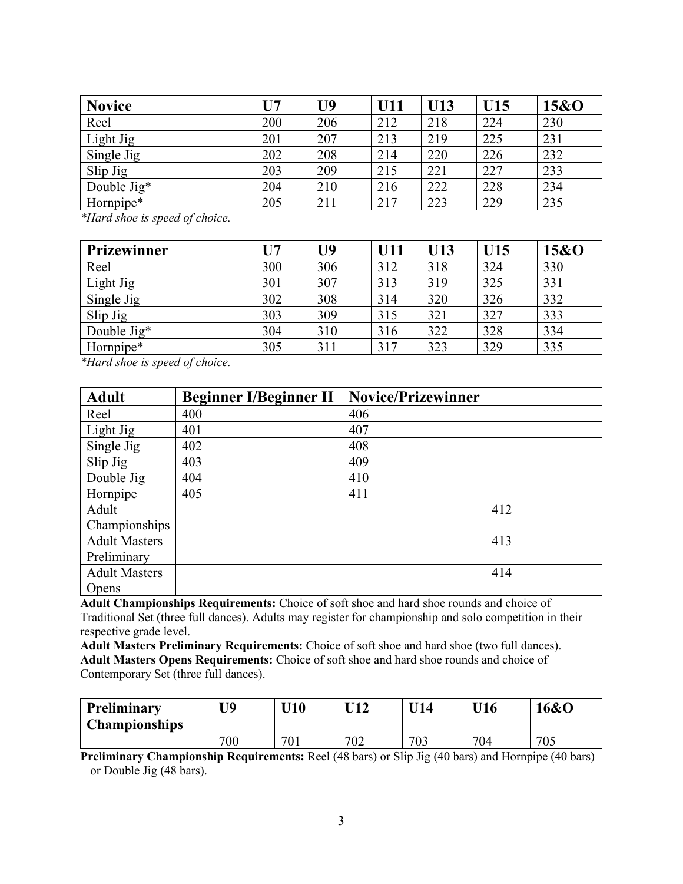| **Novice** | **U7** | **U9** | **U11** | **U13** | **U15** | **15&O** |
|---|---|---|---|---|---|---|
| Reel | 200 | 206 | 212 | 218 | 224 | 230 |
| Light Jig | 201 | 207 | 213 | 219 | 225 | 231 |
| Single Jig | 202 | 208 | 214 | 220 | 226 | 232 |
| Slip Jig | 203 | 209 | 215 | 221 | 227 | 233 |
| Double Jig* | 204 | 210 | 216 | 222 | 228 | 234 |
| Hornpipe* | 205 | 211 | 217 | 223 | 229 | 235 |

*\*Hard shoe is speed of choice.*

| **Prizewinner** | **U7** | **U9** | **U11** | **U13** | **U15** | **15&O** |
|---|---|---|---|---|---|---|
| Reel | 300 | 306 | 312 | 318 | 324 | 330 |
| Light Jig | 301 | 307 | 313 | 319 | 325 | 331 |
| Single Jig | 302 | 308 | 314 | 320 | 326 | 332 |
| Slip Jig | 303 | 309 | 315 | 321 | 327 | 333 |
| Double Jig* | 304 | 310 | 316 | 322 | 328 | 334 |
| Hornpipe* | 305 | 311 | 317 | 323 | 329 | 335 |

*\*Hard shoe is speed of choice.*

| **Adult** | **Beginner I/Beginner II** | **Novice/Prizewinner** | |
|---|---|---|---|
| Reel | 400 | 406 | |
| Light Jig | 401 | 407 | |
| Single Jig | 402 | 408 | |
| Slip Jig | 403 | 409 | |
| Double Jig | 404 | 410 | |
| Hornpipe | 405 | 411 | |
| Adult Championships | | | 412 |
| Adult Masters Preliminary | | | 413 |
| Adult Masters Opens | | | 414 |

**Adult Championships Requirements:** Choice of soft shoe and hard shoe rounds and choice of Traditional Set (three full dances). Adults may register for championship and solo competition in their respective grade level.

**Adult Masters Preliminary Requirements:** Choice of soft shoe and hard shoe (two full dances).

**Adult Masters Opens Requirements:** Choice of soft shoe and hard shoe rounds and choice of Contemporary Set (three full dances).

| **Preliminary Championships** | **U9** | **U10** | **U12** | **U14** | **U16** | **16&O** |
|---|---|---|---|---|---|---|
| | 700 | 701 | 702 | 703 | 704 | 705 |

**Preliminary Championship Requirements:** Reel (48 bars) or Slip Jig (40 bars) and Hornpipe (40 bars) or Double Jig (48 bars).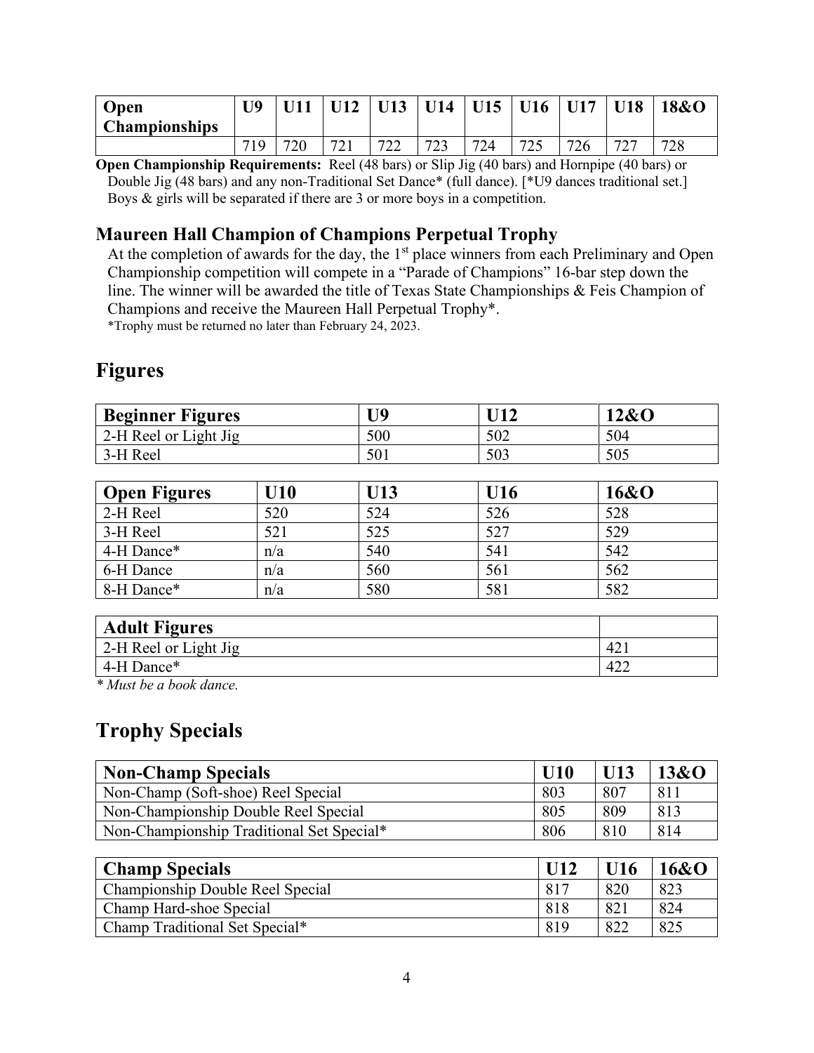| Open Championships | U9 | U11 | U12 | U13 | U14 | U15 | U16 | U17 | U18 | 18&O |
|---|---|---|---|---|---|---|---|---|---|---|
| | 719 | 720 | 721 | 722 | 723 | 724 | 725 | 726 | 727 | 728 |

**Open Championship Requirements:** Reel (48 bars) or Slip Jig (40 bars) and Hornpipe (40 bars) or Double Jig (48 bars) and any non-Traditional Set Dance* (full dance). [*U9 dances traditional set.] Boys & girls will be separated if there are 3 or more boys in a competition.

### Maureen Hall Champion of Champions Perpetual Trophy

At the completion of awards for the day, the 1st place winners from each Preliminary and Open Championship competition will compete in a "Parade of Champions" 16-bar step down the line. The winner will be awarded the title of Texas State Championships & Feis Champion of Champions and receive the Maureen Hall Perpetual Trophy*.

*Trophy must be returned no later than February 24, 2023.

## Figures

| Beginner Figures | U9 | U12 | 12&O |
|---|---|---|---|
| 2-H Reel or Light Jig | 500 | 502 | 504 |
| 3-H Reel | 501 | 503 | 505 |

| Open Figures | U10 | U13 | U16 | 16&O |
|---|---|---|---|---|
| 2-H Reel | 520 | 524 | 526 | 528 |
| 3-H Reel | 521 | 525 | 527 | 529 |
| 4-H Dance* | n/a | 540 | 541 | 542 |
| 6-H Dance | n/a | 560 | 561 | 562 |
| 8-H Dance* | n/a | 580 | 581 | 582 |

| Adult Figures | |
|---|---|
| 2-H Reel or Light Jig | 421 |
| 4-H Dance* | 422 |

*\* Must be a book dance.*

## Trophy Specials

| Non-Champ Specials | U10 | U13 | 13&O |
|---|---|---|---|
| Non-Champ (Soft-shoe) Reel Special | 803 | 807 | 811 |
| Non-Championship Double Reel Special | 805 | 809 | 813 |
| Non-Championship Traditional Set Special* | 806 | 810 | 814 |

| Champ Specials | U12 | U16 | 16&O |
|---|---|---|---|
| Championship Double Reel Special | 817 | 820 | 823 |
| Champ Hard-shoe Special | 818 | 821 | 824 |
| Champ Traditional Set Special* | 819 | 822 | 825 |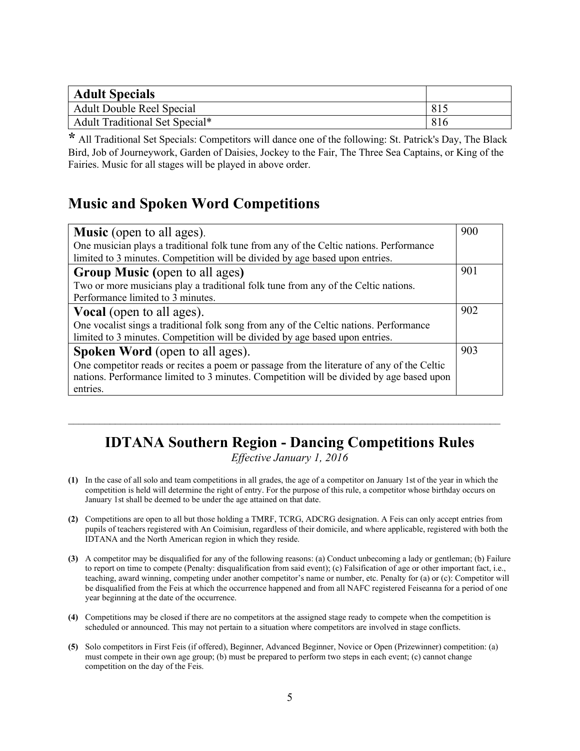| **Adult Specials** | |
|---|---|
| Adult Double Reel Special | 815 |
| Adult Traditional Set Special* | 816 |

**\*** All Traditional Set Specials: Competitors will dance one of the following: St. Patrick's Day, The Black Bird, Job of Journeywork, Garden of Daisies, Jockey to the Fair, The Three Sea Captains, or King of the Fairies. Music for all stages will be played in above order.

## Music and Spoken Word Competitions

| | |
|---|---|
| **Music** (open to all ages).<br>One musician plays a traditional folk tune from any of the Celtic nations. Performance limited to 3 minutes. Competition will be divided by age based upon entries. | 900 |
| **Group Music (**open to all ages**)**<br>Two or more musicians play a traditional folk tune from any of the Celtic nations. Performance limited to 3 minutes. | 901 |
| **Vocal** (open to all ages).<br>One vocalist sings a traditional folk song from any of the Celtic nations. Performance limited to 3 minutes. Competition will be divided by age based upon entries. | 902 |
| **Spoken Word** (open to all ages).<br>One competitor reads or recites a poem or passage from the literature of any of the Celtic nations. Performance limited to 3 minutes. Competition will be divided by age based upon entries. | 903 |

---

## IDTANA Southern Region - Dancing Competitions Rules

*Effective January 1, 2016*

**(1)** In the case of all solo and team competitions in all grades, the age of a competitor on January 1st of the year in which the competition is held will determine the right of entry. For the purpose of this rule, a competitor whose birthday occurs on January 1st shall be deemed to be under the age attained on that date.

**(2)** Competitions are open to all but those holding a TMRF, TCRG, ADCRG designation. A Feis can only accept entries from pupils of teachers registered with An Coimisiun, regardless of their domicile, and where applicable, registered with both the IDTANA and the North American region in which they reside.

**(3)** A competitor may be disqualified for any of the following reasons: (a) Conduct unbecoming a lady or gentleman; (b) Failure to report on time to compete (Penalty: disqualification from said event); (c) Falsification of age or other important fact, i.e., teaching, award winning, competing under another competitor's name or number, etc. Penalty for (a) or (c): Competitor will be disqualified from the Feis at which the occurrence happened and from all NAFC registered Feiseanna for a period of one year beginning at the date of the occurrence.

**(4)** Competitions may be closed if there are no competitors at the assigned stage ready to compete when the competition is scheduled or announced. This may not pertain to a situation where competitors are involved in stage conflicts.

**(5)** Solo competitors in First Feis (if offered), Beginner, Advanced Beginner, Novice or Open (Prizewinner) competition: (a) must compete in their own age group; (b) must be prepared to perform two steps in each event; (c) cannot change competition on the day of the Feis.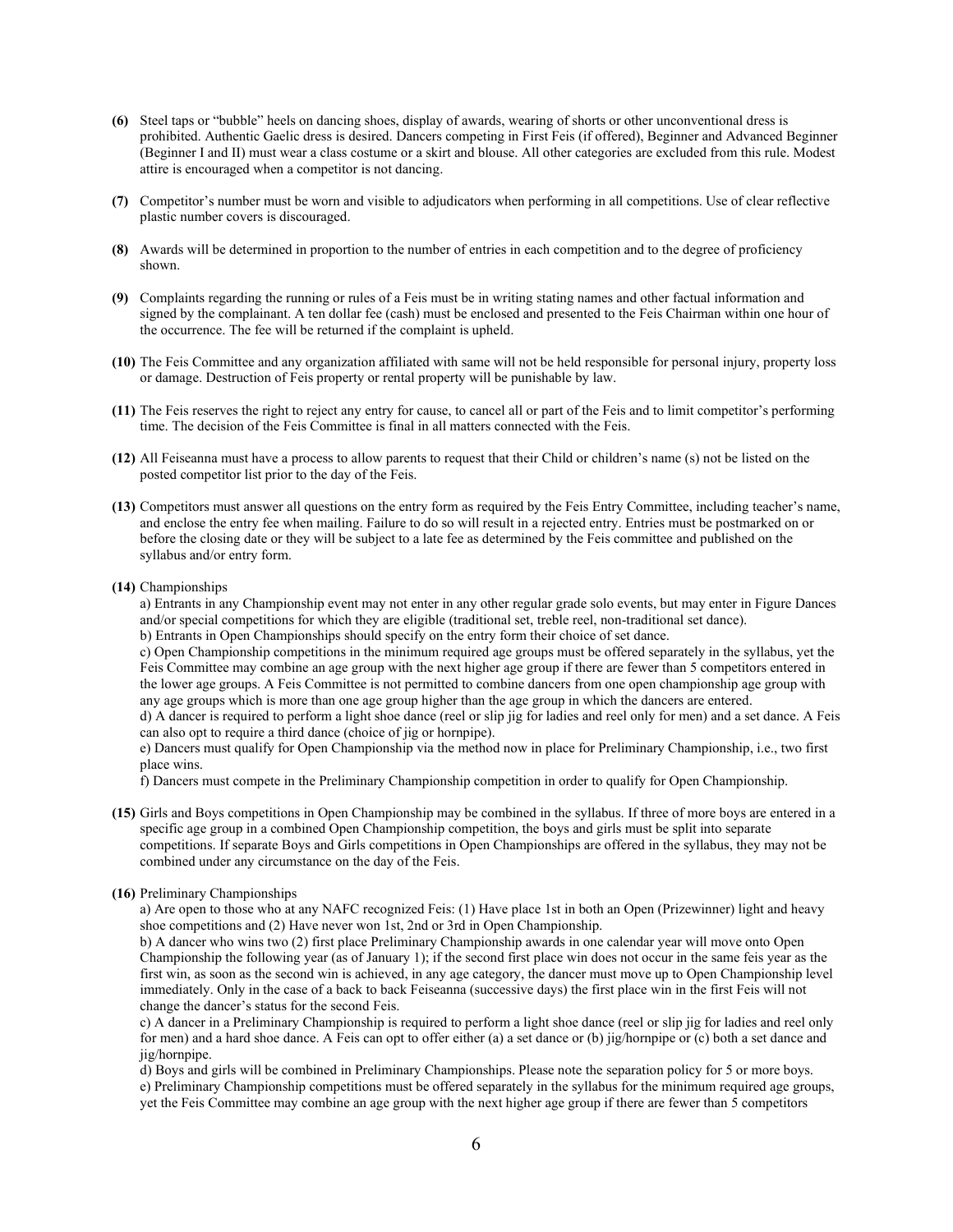**(6)** Steel taps or "bubble" heels on dancing shoes, display of awards, wearing of shorts or other unconventional dress is prohibited. Authentic Gaelic dress is desired. Dancers competing in First Feis (if offered), Beginner and Advanced Beginner (Beginner I and II) must wear a class costume or a skirt and blouse. All other categories are excluded from this rule. Modest attire is encouraged when a competitor is not dancing.

**(7)** Competitor's number must be worn and visible to adjudicators when performing in all competitions. Use of clear reflective plastic number covers is discouraged.

**(8)** Awards will be determined in proportion to the number of entries in each competition and to the degree of proficiency shown.

**(9)** Complaints regarding the running or rules of a Feis must be in writing stating names and other factual information and signed by the complainant. A ten dollar fee (cash) must be enclosed and presented to the Feis Chairman within one hour of the occurrence. The fee will be returned if the complaint is upheld.

**(10)** The Feis Committee and any organization affiliated with same will not be held responsible for personal injury, property loss or damage. Destruction of Feis property or rental property will be punishable by law.

**(11)** The Feis reserves the right to reject any entry for cause, to cancel all or part of the Feis and to limit competitor's performing time. The decision of the Feis Committee is final in all matters connected with the Feis.

**(12)** All Feiseanna must have a process to allow parents to request that their Child or children's name (s) not be listed on the posted competitor list prior to the day of the Feis.

**(13)** Competitors must answer all questions on the entry form as required by the Feis Entry Committee, including teacher's name, and enclose the entry fee when mailing. Failure to do so will result in a rejected entry. Entries must be postmarked on or before the closing date or they will be subject to a late fee as determined by the Feis committee and published on the syllabus and/or entry form.

**(14)** Championships

a) Entrants in any Championship event may not enter in any other regular grade solo events, but may enter in Figure Dances and/or special competitions for which they are eligible (traditional set, treble reel, non-traditional set dance).

b) Entrants in Open Championships should specify on the entry form their choice of set dance.

c) Open Championship competitions in the minimum required age groups must be offered separately in the syllabus, yet the Feis Committee may combine an age group with the next higher age group if there are fewer than 5 competitors entered in the lower age groups. A Feis Committee is not permitted to combine dancers from one open championship age group with any age groups which is more than one age group higher than the age group in which the dancers are entered.

d) A dancer is required to perform a light shoe dance (reel or slip jig for ladies and reel only for men) and a set dance. A Feis can also opt to require a third dance (choice of jig or hornpipe).

e) Dancers must qualify for Open Championship via the method now in place for Preliminary Championship, i.e., two first place wins.

f) Dancers must compete in the Preliminary Championship competition in order to qualify for Open Championship.

**(15)** Girls and Boys competitions in Open Championship may be combined in the syllabus. If three of more boys are entered in a specific age group in a combined Open Championship competition, the boys and girls must be split into separate competitions. If separate Boys and Girls competitions in Open Championships are offered in the syllabus, they may not be combined under any circumstance on the day of the Feis.

**(16)** Preliminary Championships

a) Are open to those who at any NAFC recognized Feis: (1) Have place 1st in both an Open (Prizewinner) light and heavy shoe competitions and (2) Have never won 1st, 2nd or 3rd in Open Championship.

b) A dancer who wins two (2) first place Preliminary Championship awards in one calendar year will move onto Open Championship the following year (as of January 1); if the second first place win does not occur in the same feis year as the first win, as soon as the second win is achieved, in any age category, the dancer must move up to Open Championship level immediately. Only in the case of a back to back Feiseanna (successive days) the first place win in the first Feis will not change the dancer's status for the second Feis.

c) A dancer in a Preliminary Championship is required to perform a light shoe dance (reel or slip jig for ladies and reel only for men) and a hard shoe dance. A Feis can opt to offer either (a) a set dance or (b) jig/hornpipe or (c) both a set dance and jig/hornpipe.

d) Boys and girls will be combined in Preliminary Championships. Please note the separation policy for 5 or more boys.

e) Preliminary Championship competitions must be offered separately in the syllabus for the minimum required age groups, yet the Feis Committee may combine an age group with the next higher age group if there are fewer than 5 competitors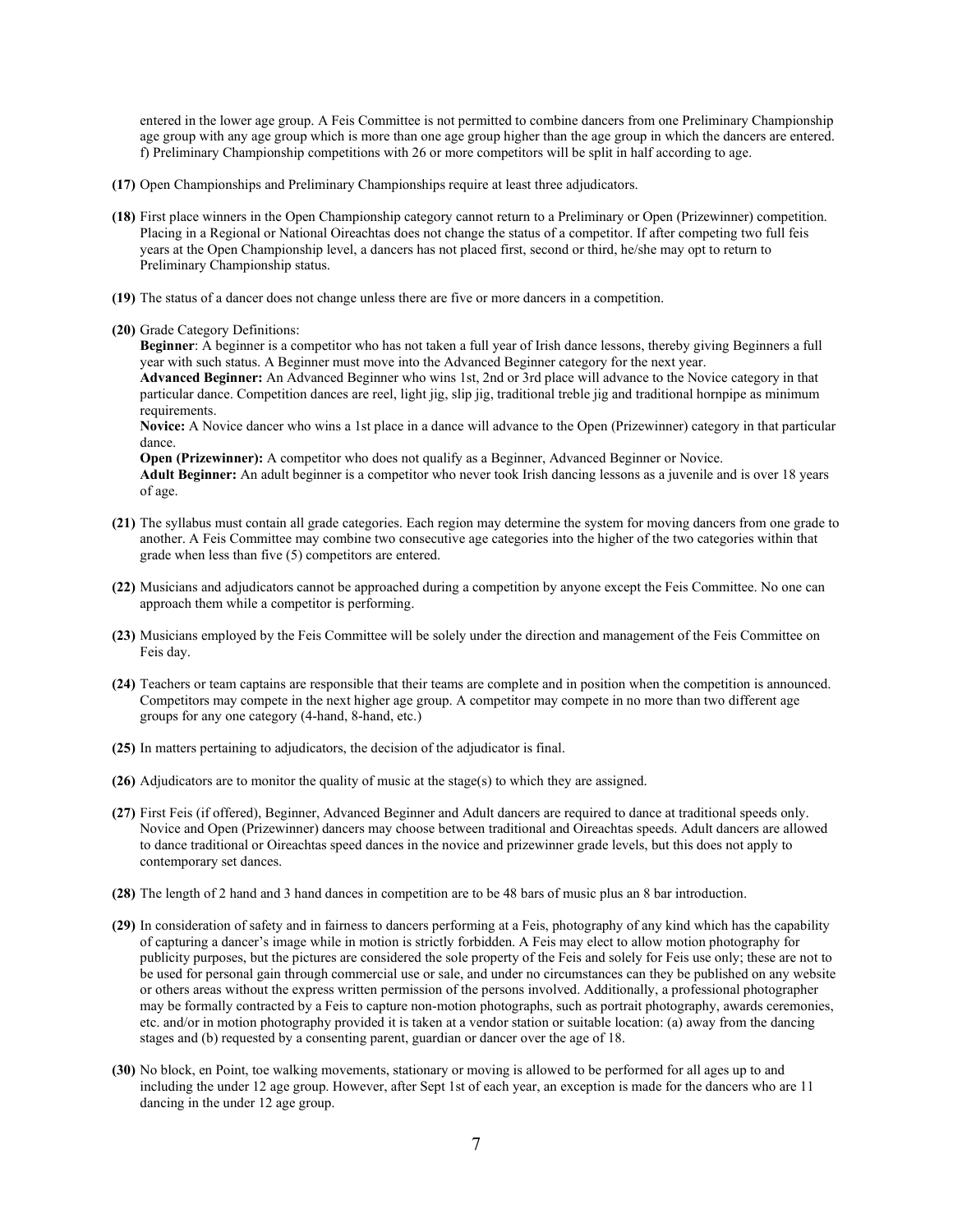entered in the lower age group. A Feis Committee is not permitted to combine dancers from one Preliminary Championship age group with any age group which is more than one age group higher than the age group in which the dancers are entered. f) Preliminary Championship competitions with 26 or more competitors will be split in half according to age.

**(17)** Open Championships and Preliminary Championships require at least three adjudicators.

**(18)** First place winners in the Open Championship category cannot return to a Preliminary or Open (Prizewinner) competition. Placing in a Regional or National Oireachtas does not change the status of a competitor. If after competing two full feis years at the Open Championship level, a dancers has not placed first, second or third, he/she may opt to return to Preliminary Championship status.

**(19)** The status of a dancer does not change unless there are five or more dancers in a competition.

**(20)** Grade Category Definitions:

**Beginner**: A beginner is a competitor who has not taken a full year of Irish dance lessons, thereby giving Beginners a full year with such status. A Beginner must move into the Advanced Beginner category for the next year.

**Advanced Beginner:** An Advanced Beginner who wins 1st, 2nd or 3rd place will advance to the Novice category in that particular dance. Competition dances are reel, light jig, slip jig, traditional treble jig and traditional hornpipe as minimum requirements.

**Novice:** A Novice dancer who wins a 1st place in a dance will advance to the Open (Prizewinner) category in that particular dance.

**Open (Prizewinner):** A competitor who does not qualify as a Beginner, Advanced Beginner or Novice.

**Adult Beginner:** An adult beginner is a competitor who never took Irish dancing lessons as a juvenile and is over 18 years of age.

**(21)** The syllabus must contain all grade categories. Each region may determine the system for moving dancers from one grade to another. A Feis Committee may combine two consecutive age categories into the higher of the two categories within that grade when less than five (5) competitors are entered.

**(22)** Musicians and adjudicators cannot be approached during a competition by anyone except the Feis Committee. No one can approach them while a competitor is performing.

**(23)** Musicians employed by the Feis Committee will be solely under the direction and management of the Feis Committee on Feis day.

**(24)** Teachers or team captains are responsible that their teams are complete and in position when the competition is announced. Competitors may compete in the next higher age group. A competitor may compete in no more than two different age groups for any one category (4-hand, 8-hand, etc.)

**(25)** In matters pertaining to adjudicators, the decision of the adjudicator is final.

**(26)** Adjudicators are to monitor the quality of music at the stage(s) to which they are assigned.

**(27)** First Feis (if offered), Beginner, Advanced Beginner and Adult dancers are required to dance at traditional speeds only. Novice and Open (Prizewinner) dancers may choose between traditional and Oireachtas speeds. Adult dancers are allowed to dance traditional or Oireachtas speed dances in the novice and prizewinner grade levels, but this does not apply to contemporary set dances.

**(28)** The length of 2 hand and 3 hand dances in competition are to be 48 bars of music plus an 8 bar introduction.

**(29)** In consideration of safety and in fairness to dancers performing at a Feis, photography of any kind which has the capability of capturing a dancer's image while in motion is strictly forbidden. A Feis may elect to allow motion photography for publicity purposes, but the pictures are considered the sole property of the Feis and solely for Feis use only; these are not to be used for personal gain through commercial use or sale, and under no circumstances can they be published on any website or others areas without the express written permission of the persons involved. Additionally, a professional photographer may be formally contracted by a Feis to capture non-motion photographs, such as portrait photography, awards ceremonies, etc. and/or in motion photography provided it is taken at a vendor station or suitable location: (a) away from the dancing stages and (b) requested by a consenting parent, guardian or dancer over the age of 18.

**(30)** No block, en Point, toe walking movements, stationary or moving is allowed to be performed for all ages up to and including the under 12 age group. However, after Sept 1st of each year, an exception is made for the dancers who are 11 dancing in the under 12 age group.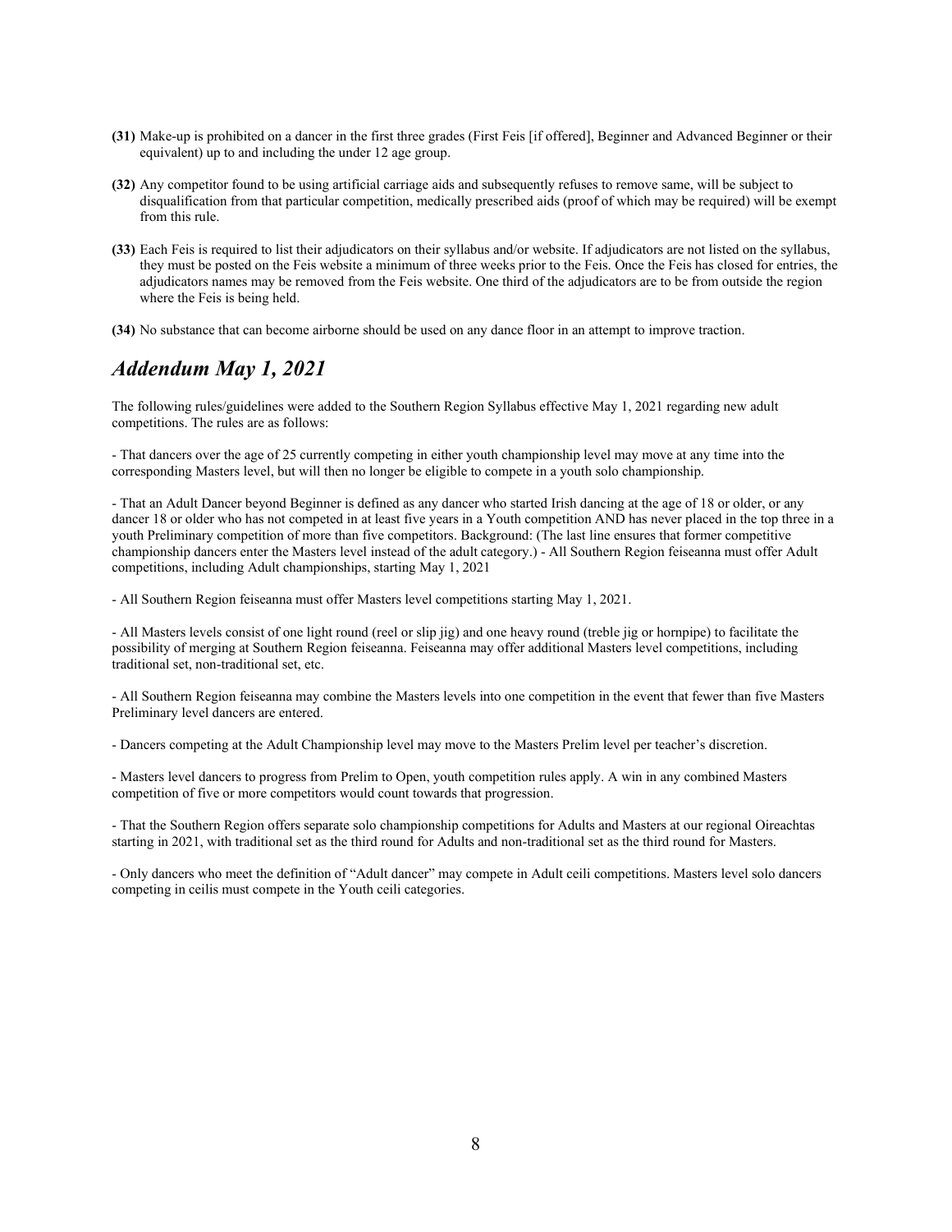**(31)** Make-up is prohibited on a dancer in the first three grades (First Feis [if offered], Beginner and Advanced Beginner or their equivalent) up to and including the under 12 age group.

**(32)** Any competitor found to be using artificial carriage aids and subsequently refuses to remove same, will be subject to disqualification from that particular competition, medically prescribed aids (proof of which may be required) will be exempt from this rule.

**(33)** Each Feis is required to list their adjudicators on their syllabus and/or website. If adjudicators are not listed on the syllabus, they must be posted on the Feis website a minimum of three weeks prior to the Feis. Once the Feis has closed for entries, the adjudicators names may be removed from the Feis website. One third of the adjudicators are to be from outside the region where the Feis is being held.

**(34)** No substance that can become airborne should be used on any dance floor in an attempt to improve traction.

## *Addendum May 1, 2021*

The following rules/guidelines were added to the Southern Region Syllabus effective May 1, 2021 regarding new adult competitions. The rules are as follows:

- That dancers over the age of 25 currently competing in either youth championship level may move at any time into the corresponding Masters level, but will then no longer be eligible to compete in a youth solo championship.

- That an Adult Dancer beyond Beginner is defined as any dancer who started Irish dancing at the age of 18 or older, or any dancer 18 or older who has not competed in at least five years in a Youth competition AND has never placed in the top three in a youth Preliminary competition of more than five competitors. Background: (The last line ensures that former competitive championship dancers enter the Masters level instead of the adult category.) - All Southern Region feiseanna must offer Adult competitions, including Adult championships, starting May 1, 2021

- All Southern Region feiseanna must offer Masters level competitions starting May 1, 2021.

- All Masters levels consist of one light round (reel or slip jig) and one heavy round (treble jig or hornpipe) to facilitate the possibility of merging at Southern Region feiseanna. Feiseanna may offer additional Masters level competitions, including traditional set, non-traditional set, etc.

- All Southern Region feiseanna may combine the Masters levels into one competition in the event that fewer than five Masters Preliminary level dancers are entered.

- Dancers competing at the Adult Championship level may move to the Masters Prelim level per teacher's discretion.

- Masters level dancers to progress from Prelim to Open, youth competition rules apply. A win in any combined Masters competition of five or more competitors would count towards that progression.

- That the Southern Region offers separate solo championship competitions for Adults and Masters at our regional Oireachtas starting in 2021, with traditional set as the third round for Adults and non-traditional set as the third round for Masters.

- Only dancers who meet the definition of "Adult dancer" may compete in Adult ceili competitions. Masters level solo dancers competing in ceilis must compete in the Youth ceili categories.